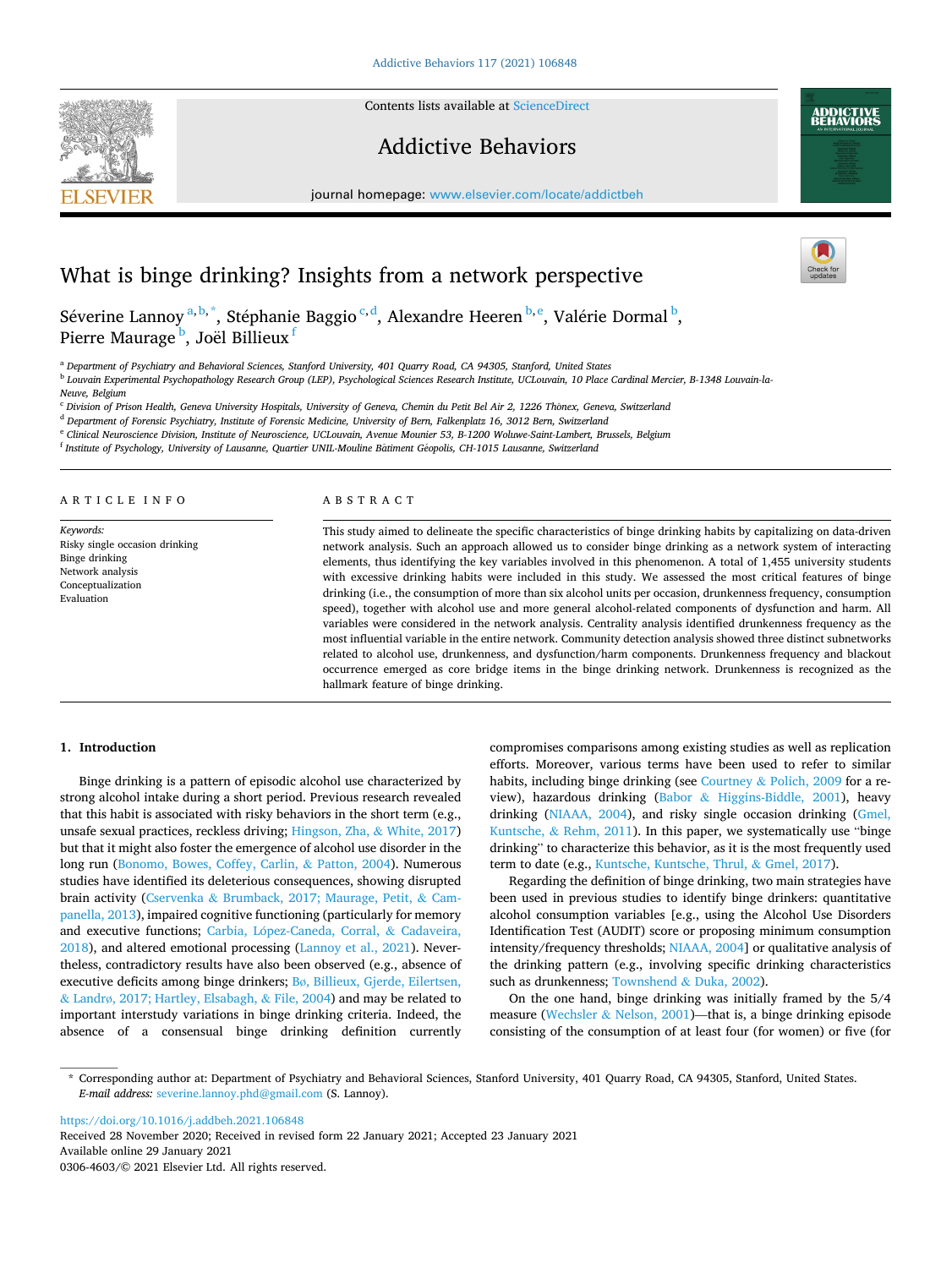# What is binge drinking? Insights from a network perspective

Séverine Lannoy [a,b,*], Stéphanie Baggio [c,d], Alexandre Heeren [b,e], Valérie Dormal [b], Pierre Maurage [b], Joël Billieux [f]

[a] Department of Psychiatry and Behavioral Sciences, Stanford University, 401 Quarry Road, CA 94305, Stanford, United States

[b] Louvain Experimental Psychopathology Research Group (LEP), Psychological Sciences Research Institute, UCLouvain, 10 Place Cardinal Mercier, B-1348 Louvain-la-Neuve, Belgium

[c] Division of Prison Health, Geneva University Hospitals, University of Geneva, Chemin du Petit Bel Air 2, 1226 Thônex, Geneva, Switzerland

[d] Department of Forensic Psychiatry, Institute of Forensic Medicine, University of Bern, Falkenplatz 16, 3012 Bern, Switzerland

[e] Clinical Neuroscience Division, Institute of Neuroscience, UCLouvain, Avenue Mounier 53, B-1200 Woluwe-Saint-Lambert, Brussels, Belgium

[f] Institute of Psychology, University of Lausanne, Quartier UNIL-Mouline Bâtiment Géopolis, CH-1015 Lausanne, Switzerland

## ARTICLE INFO

*Keywords:*
Risky single occasion drinking
Binge drinking
Network analysis
Conceptualization
Evaluation

## ABSTRACT

This study aimed to delineate the specific characteristics of binge drinking habits by capitalizing on data-driven network analysis. Such an approach allowed us to consider binge drinking as a network system of interacting elements, thus identifying the key variables involved in this phenomenon. A total of 1,455 university students with excessive drinking habits were included in this study. We assessed the most critical features of binge drinking (i.e., the consumption of more than six alcohol units per occasion, drunkenness frequency, consumption speed), together with alcohol use and more general alcohol-related components of dysfunction and harm. All variables were considered in the network analysis. Centrality analysis identified drunkenness frequency as the most influential variable in the entire network. Community detection analysis showed three distinct subnetworks related to alcohol use, drunkenness, and dysfunction/harm components. Drunkenness frequency and blackout occurrence emerged as core bridge items in the binge drinking network. Drunkenness is recognized as the hallmark feature of binge drinking.

## 1. Introduction

Binge drinking is a pattern of episodic alcohol use characterized by strong alcohol intake during a short period. Previous research revealed that this habit is associated with risky behaviors in the short term (e.g., unsafe sexual practices, reckless driving; Hingson, Zha, & White, 2017) but that it might also foster the emergence of alcohol use disorder in the long run (Bonomo, Bowes, Coffey, Carlin, & Patton, 2004). Numerous studies have identified its deleterious consequences, showing disrupted brain activity (Cservenka & Brumback, 2017; Maurage, Petit, & Campanella, 2013), impaired cognitive functioning (particularly for memory and executive functions; Carbia, López-Caneda, Corral, & Cadaveira, 2018), and altered emotional processing (Lannoy et al., 2021). Nevertheless, contradictory results have also been observed (e.g., absence of executive deficits among binge drinkers; Bø, Billieux, Gjerde, Eilertsen, & Landrø, 2017; Hartley, Elsabagh, & File, 2004) and may be related to important interstudy variations in binge drinking criteria. Indeed, the absence of a consensual binge drinking definition currently compromises comparisons among existing studies as well as replication efforts. Moreover, various terms have been used to refer to similar habits, including binge drinking (see Courtney & Polich, 2009 for a review), hazardous drinking (Babor & Higgins-Biddle, 2001), heavy drinking (NIAAA, 2004), and risky single occasion drinking (Gmel, Kuntsche, & Rehm, 2011). In this paper, we systematically use "binge drinking" to characterize this behavior, as it is the most frequently used term to date (e.g., Kuntsche, Kuntsche, Thrul, & Gmel, 2017).

Regarding the definition of binge drinking, two main strategies have been used in previous studies to identify binge drinkers: quantitative alcohol consumption variables [e.g., using the Alcohol Use Disorders Identification Test (AUDIT) score or proposing minimum consumption intensity/frequency thresholds; NIAAA, 2004] or qualitative analysis of the drinking pattern (e.g., involving specific drinking characteristics such as drunkenness; Townshend & Duka, 2002).

On the one hand, binge drinking was initially framed by the 5/4 measure (Wechsler & Nelson, 2001)—that is, a binge drinking episode consisting of the consumption of at least four (for women) or five (for

* Corresponding author at: Department of Psychiatry and Behavioral Sciences, Stanford University, 401 Quarry Road, CA 94305, Stanford, United States.
*E-mail address:* severine.lannoy.phd@gmail.com (S. Lannoy).

https://doi.org/10.1016/j.addbeh.2021.106848
Received 28 November 2020; Received in revised form 22 January 2021; Accepted 23 January 2021
Available online 29 January 2021
0306-4603/© 2021 Elsevier Ltd. All rights reserved.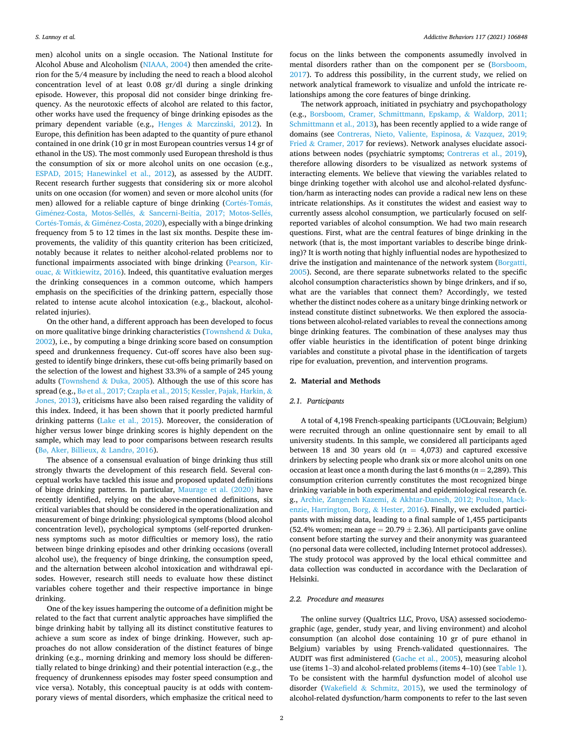men) alcohol units on a single occasion. The National Institute for Alcohol Abuse and Alcoholism (NIAAA, 2004) then amended the criterion for the 5/4 measure by including the need to reach a blood alcohol concentration level of at least 0.08 gr/dl during a single drinking episode. However, this proposal did not consider binge drinking frequency. As the neurotoxic effects of alcohol are related to this factor, other works have used the frequency of binge drinking episodes as the primary dependent variable (e.g., Henges & Marczinski, 2012). In Europe, this definition has been adapted to the quantity of pure ethanol contained in one drink (10 gr in most European countries versus 14 gr of ethanol in the US). The most commonly used European threshold is thus the consumption of six or more alcohol units on one occasion (e.g., ESPAD, 2015; Hanewinkel et al., 2012), as assessed by the AUDIT. Recent research further suggests that considering six or more alcohol units on one occasion (for women) and seven or more alcohol units (for men) allowed for a reliable capture of binge drinking (Cortés-Tomás, Giménez-Costa, Motos-Sellés, & Sancerni-Beitia, 2017; Motos-Sellés, Cortés-Tomás, & Giménez-Costa, 2020), especially with a binge drinking frequency from 5 to 12 times in the last six months. Despite these improvements, the validity of this quantity criterion has been criticized, notably because it relates to neither alcohol-related problems nor to functional impairments associated with binge drinking (Pearson, Kirouac, & Witkiewitz, 2016). Indeed, this quantitative evaluation merges the drinking consequences in a common outcome, which hampers emphasis on the specificities of the drinking pattern, especially those related to intense acute alcohol intoxication (e.g., blackout, alcohol-related injuries).

On the other hand, a different approach has been developed to focus on more qualitative binge drinking characteristics (Townshend & Duka, 2002), i.e., by computing a binge drinking score based on consumption speed and drunkenness frequency. Cut-off scores have also been suggested to identify binge drinkers, these cut-offs being primarily based on the selection of the lowest and highest 33.3% of a sample of 245 young adults (Townshend & Duka, 2005). Although the use of this score has spread (e.g., Bø et al., 2017; Czapla et al., 2015; Kessler, Pajak, Harkin, & Jones, 2013), criticisms have also been raised regarding the validity of this index. Indeed, it has been shown that it poorly predicted harmful drinking patterns (Lake et al., 2015). Moreover, the consideration of higher versus lower binge drinking scores is highly dependent on the sample, which may lead to poor comparisons between research results (Bø, Aker, Billieux, & Landrø, 2016).

The absence of a consensual evaluation of binge drinking thus still strongly thwarts the development of this research field. Several conceptual works have tackled this issue and proposed updated definitions of binge drinking patterns. In particular, Maurage et al. (2020) have recently identified, relying on the above-mentioned definitions, six critical variables that should be considered in the operationalization and measurement of binge drinking: physiological symptoms (blood alcohol concentration level), psychological symptoms (self-reported drunkenness symptoms such as motor difficulties or memory loss), the ratio between binge drinking episodes and other drinking occasions (overall alcohol use), the frequency of binge drinking, the consumption speed, and the alternation between alcohol intoxication and withdrawal episodes. However, research still needs to evaluate how these distinct variables cohere together and their respective importance in binge drinking.

One of the key issues hampering the outcome of a definition might be related to the fact that current analytic approaches have simplified the binge drinking habit by tallying all its distinct constitutive features to achieve a sum score as index of binge drinking. However, such approaches do not allow consideration of the distinct features of binge drinking (e.g., morning drinking and memory loss should be differentially related to binge drinking) and their potential interaction (e.g., the frequency of drunkenness episodes may foster speed consumption and vice versa). Notably, this conceptual paucity is at odds with contemporary views of mental disorders, which emphasize the critical need to focus on the links between the components assumedly involved in mental disorders rather than on the component per se (Borsboom, 2017). To address this possibility, in the current study, we relied on network analytical framework to visualize and unfold the intricate relationships among the core features of binge drinking.

The network approach, initiated in psychiatry and psychopathology (e.g., Borsboom, Cramer, Schmittmann, Epskamp, & Waldorp, 2011; Schmittmann et al., 2013), has been recently applied to a wide range of domains (see Contreras, Nieto, Valiente, Espinosa, & Vazquez, 2019; Fried & Cramer, 2017 for reviews). Network analyses elucidate associations between nodes (psychiatric symptoms; Contreras et al., 2019), therefore allowing disorders to be visualized as network systems of interacting elements. We believe that viewing the variables related to binge drinking together with alcohol use and alcohol-related dysfunction/harm as interacting nodes can provide a radical new lens on these intricate relationships. As it constitutes the widest and easiest way to currently assess alcohol consumption, we particularly focused on self-reported variables of alcohol consumption. We had two main research questions. First, what are the central features of binge drinking in the network (that is, the most important variables to describe binge drinking)? It is worth noting that highly influential nodes are hypothesized to drive the instigation and maintenance of the network system (Borgatti, 2005). Second, are there separate subnetworks related to the specific alcohol consumption characteristics shown by binge drinkers, and if so, what are the variables that connect them? Accordingly, we tested whether the distinct nodes cohere as a unitary binge drinking network or instead constitute distinct subnetworks. We then explored the associations between alcohol-related variables to reveal the connections among binge drinking features. The combination of these analyses may thus offer viable heuristics in the identification of potent binge drinking variables and constitute a pivotal phase in the identification of targets ripe for evaluation, prevention, and intervention programs.

## 2. Material and Methods

### 2.1. Participants

A total of 4,198 French-speaking participants (UCLouvain; Belgium) were recruited through an online questionnaire sent by email to all university students. In this sample, we considered all participants aged between 18 and 30 years old ($n$ = 4,073) and captured excessive drinkers by selecting people who drank six or more alcohol units on one occasion at least once a month during the last 6 months ($n$ = 2,289). This consumption criterion currently constitutes the most recognized binge drinking variable in both experimental and epidemiological research (e.g., Archie, Zangeneh Kazemi, & Akhtar-Danesh, 2012; Poulton, Mackenzie, Harrington, Borg, & Hester, 2016). Finally, we excluded participants with missing data, leading to a final sample of 1,455 participants (52.4% women; mean age = 20.79 ± 2.36). All participants gave online consent before starting the survey and their anonymity was guaranteed (no personal data were collected, including Internet protocol addresses). The study protocol was approved by the local ethical committee and data collection was conducted in accordance with the Declaration of Helsinki.

### 2.2. Procedure and measures

The online survey (Qualtrics LLC, Provo, USA) assessed sociodemographic (age, gender, study year, and living environment) and alcohol consumption (an alcohol dose containing 10 gr of pure ethanol in Belgium) variables by using French-validated questionnaires. The AUDIT was first administered (Gache et al., 2005), measuring alcohol use (items 1–3) and alcohol-related problems (items 4–10) (see Table 1). To be consistent with the harmful dysfunction model of alcohol use disorder (Wakefield & Schmitz, 2015), we used the terminology of alcohol-related dysfunction/harm components to refer to the last seven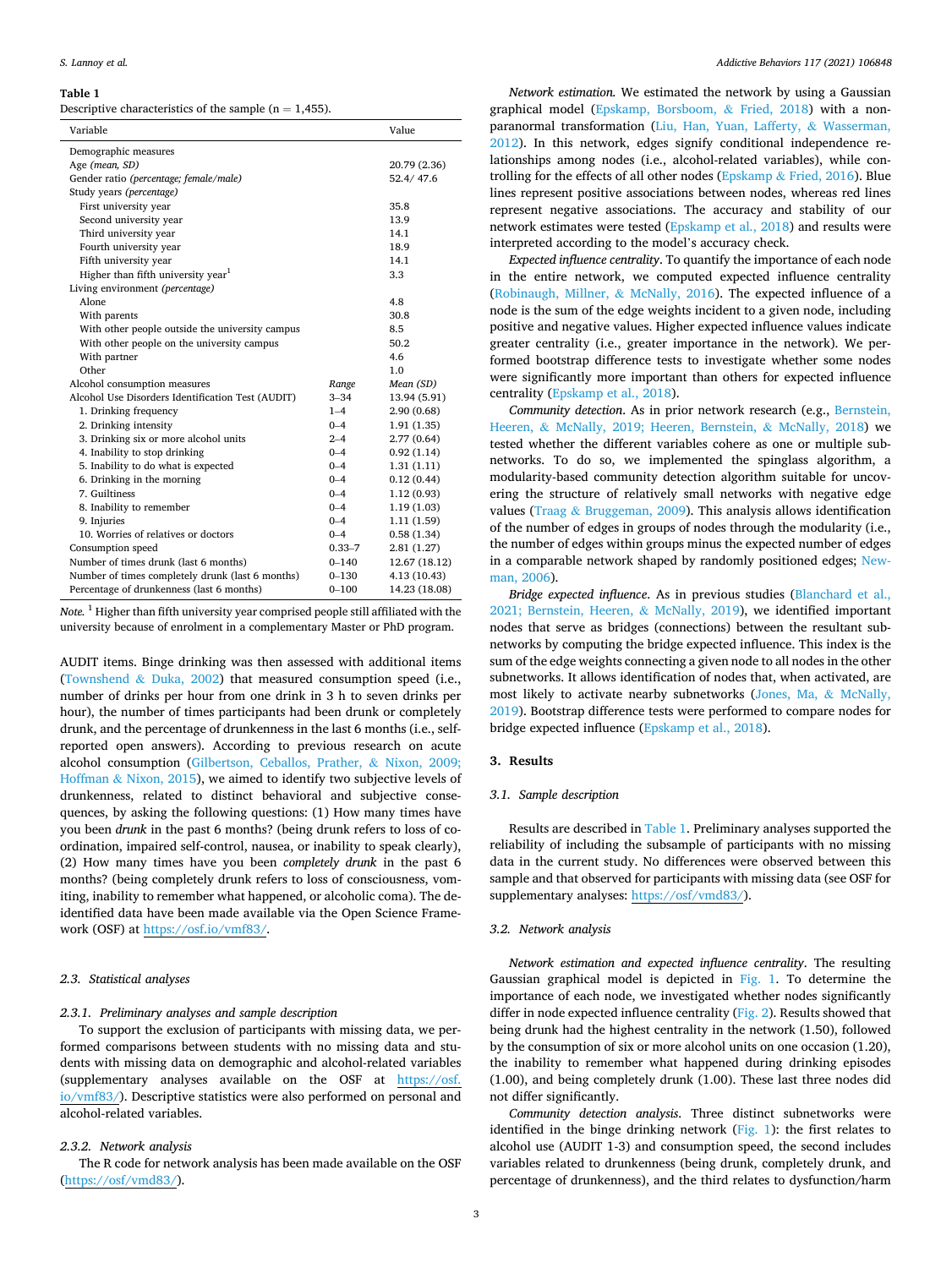**Table 1**
Descriptive characteristics of the sample (n = 1,455).

| Variable | | Value |
|---|---|---|
| Demographic measures | | |
| Age *(mean, SD)* | | 20.79 (2.36) |
| Gender ratio *(percentage; female/male)* | | 52.4/ 47.6 |
| Study years *(percentage)* | | |
| First university year | | 35.8 |
| Second university year | | 13.9 |
| Third university year | | 14.1 |
| Fourth university year | | 18.9 |
| Fifth university year | | 14.1 |
| Higher than fifth university year[1] | | 3.3 |
| Living environment *(percentage)* | | |
| Alone | | 4.8 |
| With parents | | 30.8 |
| With other people outside the university campus | | 8.5 |
| With other people on the university campus | | 50.2 |
| With partner | | 4.6 |
| Other | | 1.0 |
| Alcohol consumption measures | *Range* | *Mean (SD)* |
| Alcohol Use Disorders Identification Test (AUDIT) | 3–34 | 13.94 (5.91) |
| 1. Drinking frequency | 1–4 | 2.90 (0.68) |
| 2. Drinking intensity | 0–4 | 1.91 (1.35) |
| 3. Drinking six or more alcohol units | 2–4 | 2.77 (0.64) |
| 4. Inability to stop drinking | 0–4 | 0.92 (1.14) |
| 5. Inability to do what is expected | 0–4 | 1.31 (1.11) |
| 6. Drinking in the morning | 0–4 | 0.12 (0.44) |
| 7. Guiltiness | 0–4 | 1.12 (0.93) |
| 8. Inability to remember | 0–4 | 1.19 (1.03) |
| 9. Injuries | 0–4 | 1.11 (1.59) |
| 10. Worries of relatives or doctors | 0–4 | 0.58 (1.34) |
| Consumption speed | 0.33–7 | 2.81 (1.27) |
| Number of times drunk (last 6 months) | 0–140 | 12.67 (18.12) |
| Number of times completely drunk (last 6 months) | 0–130 | 4.13 (10.43) |
| Percentage of drunkenness (last 6 months) | 0–100 | 14.23 (18.08) |

*Note.* [1] Higher than fifth university year comprised people still affiliated with the university because of enrolment in a complementary Master or PhD program.

AUDIT items. Binge drinking was then assessed with additional items (Townshend & Duka, 2002) that measured consumption speed (i.e., number of drinks per hour from one drink in 3 h to seven drinks per hour), the number of times participants had been drunk or completely drunk, and the percentage of drunkenness in the last 6 months (i.e., self-reported open answers). According to previous research on acute alcohol consumption (Gilbertson, Ceballos, Prather, & Nixon, 2009; Hoffman & Nixon, 2015), we aimed to identify two subjective levels of drunkenness, related to distinct behavioral and subjective consequences, by asking the following questions: (1) How many times have you been *drunk* in the past 6 months? (being drunk refers to loss of coordination, impaired self-control, nausea, or inability to speak clearly), (2) How many times have you been *completely drunk* in the past 6 months? (being completely drunk refers to loss of consciousness, vomiting, inability to remember what happened, or alcoholic coma). The de-identified data have been made available via the Open Science Framework (OSF) at https://osf.io/vmf83/.

### 2.3. Statistical analyses

#### 2.3.1. Preliminary analyses and sample description

To support the exclusion of participants with missing data, we performed comparisons between students with no missing data and students with missing data on demographic and alcohol-related variables (supplementary analyses available on the OSF at https://osf.io/vmf83/). Descriptive statistics were also performed on personal and alcohol-related variables.

#### 2.3.2. Network analysis

The R code for network analysis has been made available on the OSF (https://osf.io/vmd83/).

*Network estimation.* We estimated the network by using a Gaussian graphical model (Epskamp, Borsboom, & Fried, 2018) with a nonparanormal transformation (Liu, Han, Yuan, Lafferty, & Wasserman, 2012). In this network, edges signify conditional independence relationships among nodes (i.e., alcohol-related variables), while controlling for the effects of all other nodes (Epskamp & Fried, 2016). Blue lines represent positive associations between nodes, whereas red lines represent negative associations. The accuracy and stability of our network estimates were tested (Epskamp et al., 2018) and results were interpreted according to the model's accuracy check.

*Expected influence centrality*. To quantify the importance of each node in the entire network, we computed expected influence centrality (Robinaugh, Millner, & McNally, 2016). The expected influence of a node is the sum of the edge weights incident to a given node, including positive and negative values. Higher expected influence values indicate greater centrality (i.e., greater importance in the network). We performed bootstrap difference tests to investigate whether some nodes were significantly more important than others for expected influence centrality (Epskamp et al., 2018).

*Community detection*. As in prior network research (e.g., Bernstein, Heeren, & McNally, 2019; Heeren, Bernstein, & McNally, 2018) we tested whether the different variables cohere as one or multiple subnetworks. To do so, we implemented the spinglass algorithm, a modularity-based community detection algorithm suitable for uncovering the structure of relatively small networks with negative edge values (Traag & Bruggeman, 2009). This analysis allows identification of the number of edges in groups of nodes through the modularity (i.e., the number of edges within groups minus the expected number of edges in a comparable network shaped by randomly positioned edges; Newman, 2006).

*Bridge expected influence*. As in previous studies (Blanchard et al., 2021; Bernstein, Heeren, & McNally, 2019), we identified important nodes that serve as bridges (connections) between the resultant subnetworks by computing the bridge expected influence. This index is the sum of the edge weights connecting a given node to all nodes in the other subnetworks. It allows identification of nodes that, when activated, are most likely to activate nearby subnetworks (Jones, Ma, & McNally, 2019). Bootstrap difference tests were performed to compare nodes for bridge expected influence (Epskamp et al., 2018).

## 3. Results

### 3.1. Sample description

Results are described in Table 1. Preliminary analyses supported the reliability of including the subsample of participants with no missing data in the current study. No differences were observed between this sample and that observed for participants with missing data (see OSF for supplementary analyses: https://osf/vmd83/).

### 3.2. Network analysis

*Network estimation and expected influence centrality*. The resulting Gaussian graphical model is depicted in Fig. 1. To determine the importance of each node, we investigated whether nodes significantly differ in node expected influence centrality (Fig. 2). Results showed that being drunk had the highest centrality in the network (1.50), followed by the consumption of six or more alcohol units on one occasion (1.20), the inability to remember what happened during drinking episodes (1.00), and being completely drunk (1.00). These last three nodes did not differ significantly.

*Community detection analysis*. Three distinct subnetworks were identified in the binge drinking network (Fig. 1): the first relates to alcohol use (AUDIT 1-3) and consumption speed, the second includes variables related to drunkenness (being drunk, completely drunk, and percentage of drunkenness), and the third relates to dysfunction/harm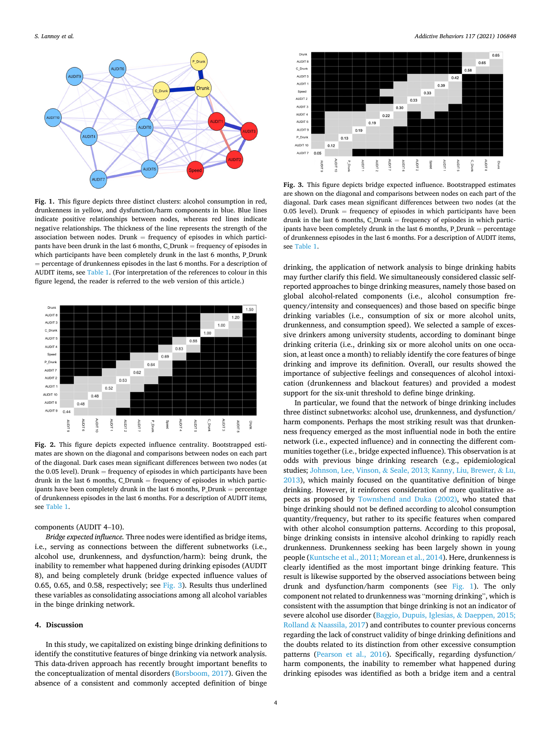Fig. 1. This figure depicts three distinct clusters: alcohol consumption in red, drunkenness in yellow, and dysfunction/harm components in blue. Blue lines indicate positive relationships between nodes, whereas red lines indicate negative relationships. The thickness of the line represents the strength of the association between nodes. Drunk = frequency of episodes in which participants have been drunk in the last 6 months, C_Drunk = frequency of episodes in which participants have been completely drunk in the last 6 months, P_Drunk = percentage of drunkenness episodes in the last 6 months. For a description of AUDIT items, see Table 1. (For interpretation of the references to colour in this figure legend, the reader is referred to the web version of this article.)

Fig. 2. This figure depicts expected influence centrality. Bootstrapped estimates are shown on the diagonal and comparisons between nodes on each part of the diagonal. Dark cases mean significant differences between two nodes (at the 0.05 level). Drunk = frequency of episodes in which participants have been drunk in the last 6 months, C_Drunk = frequency of episodes in which participants have been completely drunk in the last 6 months, P_Drunk = percentage of drunkenness episodes in the last 6 months. For a description of AUDIT items, see Table 1.

components (AUDIT 4–10).

*Bridge expected influence.* Three nodes were identified as bridge items, i.e., serving as connections between the different subnetworks (i.e., alcohol use, drunkenness, and dysfunction/harm): being drunk, the inability to remember what happened during drinking episodes (AUDIT 8), and being completely drunk (bridge expected influence values of 0.65, 0.65, and 0.58, respectively; see Fig. 3). Results thus underlined these variables as consolidating associations among all alcohol variables in the binge drinking network.

## 4. Discussion

In this study, we capitalized on existing binge drinking definitions to identify the constitutive features of binge drinking via network analysis. This data-driven approach has recently brought important benefits to the conceptualization of mental disorders (Borsboom, 2017). Given the absence of a consistent and commonly accepted definition of binge drinking, the application of network analysis to binge drinking habits may further clarify this field. We simultaneously considered classic self-reported approaches to binge drinking measures, namely those based on global alcohol-related components (i.e., alcohol consumption frequency/intensity and consequences) and those based on specific binge drinking variables (i.e., consumption of six or more alcohol units, drunkenness, and consumption speed). We selected a sample of excessive drinkers among university students, according to dominant binge drinking criteria (i.e., drinking six or more alcohol units on one occasion, at least once a month) to reliably identify the core features of binge drinking and improve its definition. Overall, our results showed the importance of subjective feelings and consequences of alcohol intoxication (drunkenness and blackout features) and provided a modest support for the six-unit threshold to define binge drinking.

In particular, we found that the network of binge drinking includes three distinct subnetworks: alcohol use, drunkenness, and dysfunction/harm components. Perhaps the most striking result was that drunkenness frequency emerged as the most influential node in both the entire network (i.e., expected influence) and in connecting the different communities together (i.e., bridge expected influence). This observation is at odds with previous binge drinking research (e.g., epidemiological studies; Johnson, Lee, Vinson, & Seale, 2013; Kanny, Liu, Brewer, & Lu, 2013), which mainly focused on the quantitative definition of binge drinking. However, it reinforces consideration of more qualitative aspects as proposed by Townshend and Duka (2002), who stated that binge drinking should not be defined according to alcohol consumption quantity/frequency, but rather to its specific features when compared with other alcohol consumption patterns. According to this proposal, binge drinking consists in intensive alcohol drinking to rapidly reach drunkenness. Drunkenness seeking has been largely shown in young people (Kuntsche et al., 2011; Morean et al., 2014). Here, drunkenness is clearly identified as the most important binge drinking feature. This result is likewise supported by the observed associations between being drunk and dysfunction/harm components (see Fig. 1). The only component not related to drunkenness was "morning drinking", which is consistent with the assumption that binge drinking is not an indicator of severe alcohol use disorder (Baggio, Dupuis, Iglesias, & Daeppen, 2015; Rolland & Naassila, 2017) and contributes to counter previous concerns regarding the lack of construct validity of binge drinking definitions and the doubts related to its distinction from other excessive consumption patterns (Pearson et al., 2016). Specifically, regarding dysfunction/harm components, the inability to remember what happened during drinking episodes was identified as both a bridge item and a central

Fig. 3. This figure depicts bridge expected influence. Bootstrapped estimates are shown on the diagonal and comparisons between nodes on each part of the diagonal. Dark cases mean significant differences between two nodes (at the 0.05 level). Drunk = frequency of episodes in which participants have been drunk in the last 6 months, C_Drunk = frequency of episodes in which participants have been completely drunk in the last 6 months, P_Drunk = percentage of drunkenness episodes in the last 6 months. For a description of AUDIT items, see Table 1.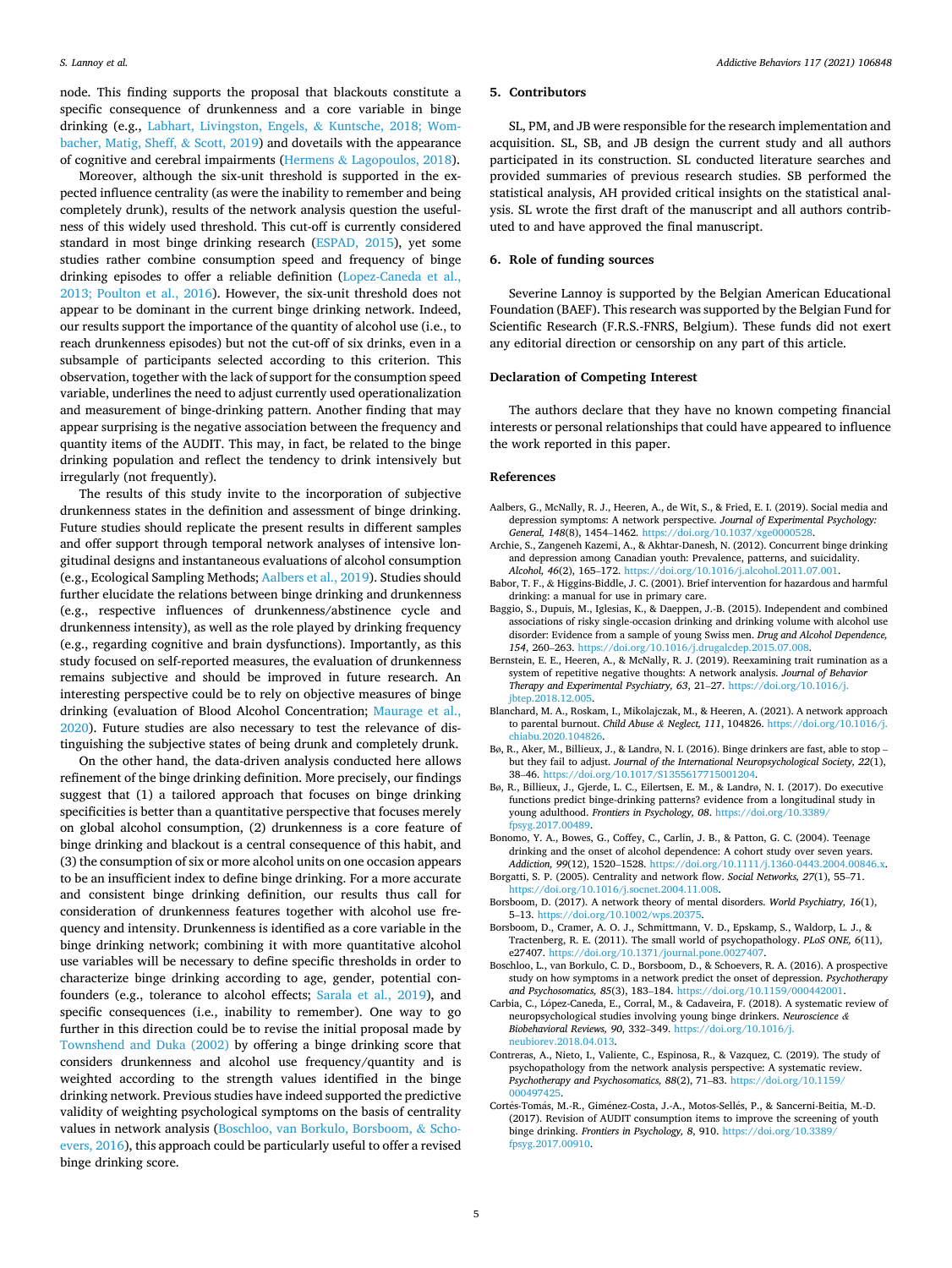node. This finding supports the proposal that blackouts constitute a specific consequence of drunkenness and a core variable in binge drinking (e.g., Labhart, Livingston, Engels, & Kuntsche, 2018; Wombacher, Matig, Sheff, & Scott, 2019) and dovetails with the appearance of cognitive and cerebral impairments (Hermens & Lagopoulos, 2018).

Moreover, although the six-unit threshold is supported in the expected influence centrality (as were the inability to remember and being completely drunk), results of the network analysis question the usefulness of this widely used threshold. This cut-off is currently considered standard in most binge drinking research (ESPAD, 2015), yet some studies rather combine consumption speed and frequency of binge drinking episodes to offer a reliable definition (Lopez-Caneda et al., 2013; Poulton et al., 2016). However, the six-unit threshold does not appear to be dominant in the current binge drinking network. Indeed, our results support the importance of the quantity of alcohol use (i.e., to reach drunkenness episodes) but not the cut-off of six drinks, even in a subsample of participants selected according to this criterion. This observation, together with the lack of support for the consumption speed variable, underlines the need to adjust currently used operationalization and measurement of binge-drinking pattern. Another finding that may appear surprising is the negative association between the frequency and quantity items of the AUDIT. This may, in fact, be related to the binge drinking population and reflect the tendency to drink intensively but irregularly (not frequently).

The results of this study invite to the incorporation of subjective drunkenness states in the definition and assessment of binge drinking. Future studies should replicate the present results in different samples and offer support through temporal network analyses of intensive longitudinal designs and instantaneous evaluations of alcohol consumption (e.g., Ecological Sampling Methods; Aalbers et al., 2019). Studies should further elucidate the relations between binge drinking and drunkenness (e.g., respective influences of drunkenness/abstinence cycle and drunkenness intensity), as well as the role played by drinking frequency (e.g., regarding cognitive and brain dysfunctions). Importantly, as this study focused on self-reported measures, the evaluation of drunkenness remains subjective and should be improved in future research. An interesting perspective could be to rely on objective measures of binge drinking (evaluation of Blood Alcohol Concentration; Maurage et al., 2020). Future studies are also necessary to test the relevance of distinguishing the subjective states of being drunk and completely drunk.

On the other hand, the data-driven analysis conducted here allows refinement of the binge drinking definition. More precisely, our findings suggest that (1) a tailored approach that focuses on binge drinking specificities is better than a quantitative perspective that focuses merely on global alcohol consumption, (2) drunkenness is a core feature of binge drinking and blackout is a central consequence of this habit, and (3) the consumption of six or more alcohol units on one occasion appears to be an insufficient index to define binge drinking. For a more accurate and consistent binge drinking definition, our results thus call for consideration of drunkenness features together with alcohol use frequency and intensity. Drunkenness is identified as a core variable in the binge drinking network; combining it with more quantitative alcohol use variables will be necessary to define specific thresholds in order to characterize binge drinking according to age, gender, potential confounders (e.g., tolerance to alcohol effects; Sarala et al., 2019), and specific consequences (i.e., inability to remember). One way to go further in this direction could be to revise the initial proposal made by Townshend and Duka (2002) by offering a binge drinking score that considers drunkenness and alcohol use frequency/quantity and is weighted according to the strength values identified in the binge drinking network. Previous studies have indeed supported the predictive validity of weighting psychological symptoms on the basis of centrality values in network analysis (Boschloo, van Borkulo, Borsboom, & Schoevers, 2016), this approach could be particularly useful to offer a revised binge drinking score.

## 5. Contributors

SL, PM, and JB were responsible for the research implementation and acquisition. SL, SB, and JB design the current study and all authors participated in its construction. SL conducted literature searches and provided summaries of previous research studies. SB performed the statistical analysis, AH provided critical insights on the statistical analysis. SL wrote the first draft of the manuscript and all authors contributed to and have approved the final manuscript.

## 6. Role of funding sources

Severine Lannoy is supported by the Belgian American Educational Foundation (BAEF). This research was supported by the Belgian Fund for Scientific Research (F.R.S.-FNRS, Belgium). These funds did not exert any editorial direction or censorship on any part of this article.

## Declaration of Competing Interest

The authors declare that they have no known competing financial interests or personal relationships that could have appeared to influence the work reported in this paper.

## References

Aalbers, G., McNally, R. J., Heeren, A., de Wit, S., & Fried, E. I. (2019). Social media and depression symptoms: A network perspective. *Journal of Experimental Psychology: General, 148*(8), 1454–1462. https://doi.org/10.1037/xge0000528.

Archie, S., Zangeneh Kazemi, A., & Akhtar-Danesh, N. (2012). Concurrent binge drinking and depression among Canadian youth: Prevalence, patterns, and suicidality. *Alcohol, 46*(2), 165–172. https://doi.org/10.1016/j.alcohol.2011.07.001.

Babor, T. F., & Higgins-Biddle, J. C. (2001). Brief intervention for hazardous and harmful drinking: a manual for use in primary care.

Baggio, S., Dupuis, M., Iglesias, K., & Daeppen, J.-B. (2015). Independent and combined associations of risky single-occasion drinking and drinking volume with alcohol use disorder: Evidence from a sample of young Swiss men. *Drug and Alcohol Dependence, 154*, 260–263. https://doi.org/10.1016/j.drugalcdep.2015.07.008.

Bernstein, E. E., Heeren, A., & McNally, R. J. (2019). Reexamining trait rumination as a system of repetitive negative thoughts: A network analysis. *Journal of Behavior Therapy and Experimental Psychiatry, 63*, 21–27. https://doi.org/10.1016/j.jbtep.2018.12.005.

Blanchard, M. A., Roskam, I., Mikolajczak, M., & Heeren, A. (2021). A network approach to parental burnout. *Child Abuse & Neglect, 111*, 104826. https://doi.org/10.1016/j.chiabu.2020.104826.

Bø, R., Aker, M., Billieux, J., & Landrø, N. I. (2016). Binge drinkers are fast, able to stop – but they fail to adjust. *Journal of the International Neuropsychological Society, 22*(1), 38–46. https://doi.org/10.1017/S1355617715001204.

Bø, R., Billieux, J., Gjerde, L. C., Eilertsen, E. M., & Landrø, N. I. (2017). Do executive functions predict binge-drinking patterns? evidence from a longitudinal study in young adulthood. *Frontiers in Psychology, 08*. https://doi.org/10.3389/fpsyg.2017.00489.

Bonomo, Y. A., Bowes, G., Coffey, C., Carlin, J. B., & Patton, G. C. (2004). Teenage drinking and the onset of alcohol dependence: A cohort study over seven years. *Addiction, 99*(12), 1520–1528. https://doi.org/10.1111/j.1360-0443.2004.00846.x.

Borgatti, S. P. (2005). Centrality and network flow. *Social Networks, 27*(1), 55–71. https://doi.org/10.1016/j.socnet.2004.11.008.

Borsboom, D. (2017). A network theory of mental disorders. *World Psychiatry, 16*(1), 5–13. https://doi.org/10.1002/wps.20375.

Borsboom, D., Cramer, A. O. J., Schmittmann, V. D., Epskamp, S., Waldorp, L. J., & Tractenberg, R. E. (2011). The small world of psychopathology. *PLoS ONE, 6*(11), e27407. https://doi.org/10.1371/journal.pone.0027407.

Boschloo, L., van Borkulo, C. D., Borsboom, D., & Schoevers, R. A. (2016). A prospective study on how symptoms in a network predict the onset of depression. *Psychotherapy and Psychosomatics, 85*(3), 183–184. https://doi.org/10.1159/000442001.

Carbia, C., López-Caneda, E., Corral, M., & Cadaveira, F. (2018). A systematic review of neuropsychological studies involving young binge drinkers. *Neuroscience & Biobehavioral Reviews, 90*, 332–349. https://doi.org/10.1016/j.neubiorev.2018.04.013.

Contreras, A., Nieto, I., Valiente, C., Espinosa, R., & Vazquez, C. (2019). The study of psychopathology from the network analysis perspective: A systematic review. *Psychotherapy and Psychosomatics, 88*(2), 71–83. https://doi.org/10.1159/000497425.

Cortés-Tomás, M.-R., Giménez-Costa, J.-A., Motos-Sellés, P., & Sancerni-Beitia, M.-D. (2017). Revision of AUDIT consumption items to improve the screening of youth binge drinking. *Frontiers in Psychology, 8*, 910. https://doi.org/10.3389/fpsyg.2017.00910.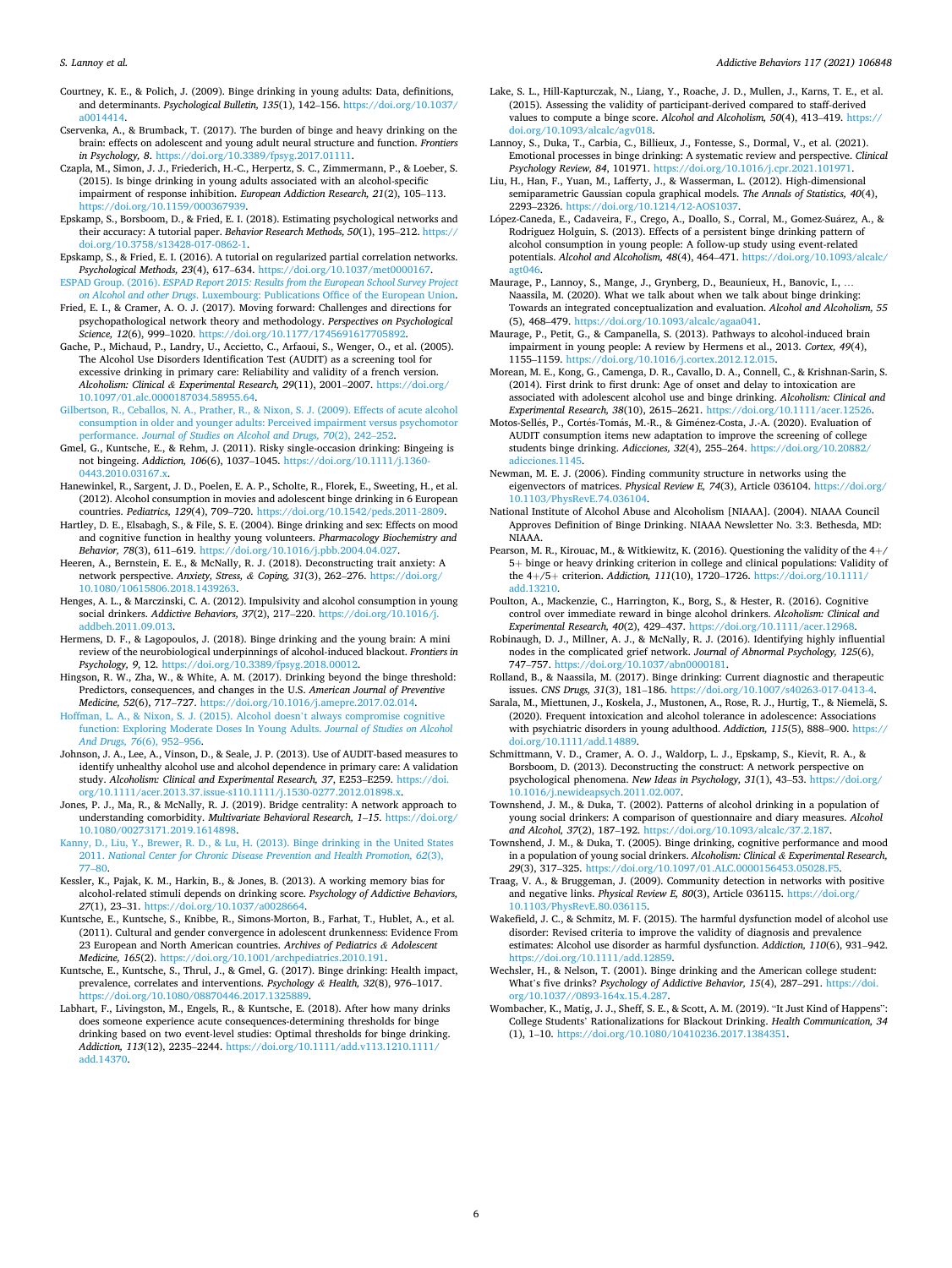Courtney, K. E., & Polich, J. (2009). Binge drinking in young adults: Data, definitions, and determinants. *Psychological Bulletin, 135*(1), 142–156. https://doi.org/10.1037/a0014414.

Cservenka, A., & Brumback, T. (2017). The burden of binge and heavy drinking on the brain: effects on adolescent and young adult neural structure and function. *Frontiers in Psychology, 8*. https://doi.org/10.3389/fpsyg.2017.01111.

Czapla, M., Simon, J. J., Friederich, H.-C., Herpertz, S. C., Zimmermann, P., & Loeber, S. (2015). Is binge drinking in young adults associated with an alcohol-specific impairment of response inhibition. *European Addiction Research, 21*(2), 105–113. https://doi.org/10.1159/000367939.

Epskamp, S., Borsboom, D., & Fried, E. I. (2018). Estimating psychological networks and their accuracy: A tutorial paper. *Behavior Research Methods, 50*(1), 195–212. https://doi.org/10.3758/s13428-017-0862-1.

Epskamp, S., & Fried, E. I. (2016). A tutorial on regularized partial correlation networks. *Psychological Methods, 23*(4), 617–634. https://doi.org/10.1037/met0000167.

ESPAD Group. (2016). *ESPAD Report 2015: Results from the European School Survey Project on Alcohol and other Drugs*. Luxembourg: Publications Office of the European Union.

Fried, E. I., & Cramer, A. O. J. (2017). Moving forward: Challenges and directions for psychopathological network theory and methodology. *Perspectives on Psychological Science, 12*(6), 999–1020. https://doi.org/10.1177/1745691617705892.

Gache, P., Michaud, P., Landry, U., Accietto, C., Arfaoui, S., Wenger, O., et al. (2005). The Alcohol Use Disorders Identification Test (AUDIT) as a screening tool for excessive drinking in primary care: Reliability and validity of a french version. *Alcoholism: Clinical & Experimental Research, 29*(11), 2001–2007. https://doi.org/10.1097/01.alc.0000187034.58955.64.

Gilbertson, R., Ceballos, N. A., Prather, R., & Nixon, S. J. (2009). Effects of acute alcohol consumption in older and younger adults: Perceived impairment versus psychomotor performance. *Journal of Studies on Alcohol and Drugs, 70*(2), 242–252.

Gmel, G., Kuntsche, E., & Rehm, J. (2011). Risky single-occasion drinking: Bingeing is not bingeing. *Addiction, 106*(6), 1037–1045. https://doi.org/10.1111/j.1360-0443.2010.03167.x.

Hanewinkel, R., Sargent, J. D., Poelen, E. A. P., Scholte, R., Florek, E., Sweeting, H., et al. (2012). Alcohol consumption in movies and adolescent binge drinking in 6 European countries. *Pediatrics, 129*(4), 709–720. https://doi.org/10.1542/peds.2011-2809.

Hartley, D. E., Elsabagh, S., & File, S. E. (2004). Binge drinking and sex: Effects on mood and cognitive function in healthy young volunteers. *Pharmacology Biochemistry and Behavior, 78*(3), 611–619. https://doi.org/10.1016/j.pbb.2004.04.027.

Heeren, A., Bernstein, E. E., & McNally, R. J. (2018). Deconstructing trait anxiety: A network perspective. *Anxiety, Stress, & Coping, 31*(3), 262–276. https://doi.org/10.1080/10615806.2018.1439263.

Henges, A. L., & Marczinski, C. A. (2012). Impulsivity and alcohol consumption in young social drinkers. *Addictive Behaviors, 37*(2), 217–220. https://doi.org/10.1016/j.addbeh.2011.09.013.

Hermens, D. F., & Lagopoulos, J. (2018). Binge drinking and the young brain: A mini review of the neurobiological underpinnings of alcohol-induced blackout. *Frontiers in Psychology, 9*, 12. https://doi.org/10.3389/fpsyg.2018.00012.

Hingson, R. W., Zha, W., & White, A. M. (2017). Drinking beyond the binge threshold: Predictors, consequences, and changes in the U.S. *American Journal of Preventive Medicine, 52*(6), 717–727. https://doi.org/10.1016/j.amepre.2017.02.014.

Hoffman, L. A., & Nixon, S. J. (2015). Alcohol doesn't always compromise cognitive function: Exploring Moderate Doses In Young Adults. *Journal of Studies on Alcohol And Drugs, 76*(6), 952–956.

Johnson, J. A., Lee, A., Vinson, D., & Seale, J. P. (2013). Use of AUDIT-based measures to identify unhealthy alcohol use and alcohol dependence in primary care: A validation study. *Alcoholism: Clinical and Experimental Research, 37*, E253–E259. https://doi.org/10.1111/acer.2013.37.issue-s110.1111/j.1530-0277.2012.01898.x.

Jones, P. J., Ma, R., & McNally, R. J. (2019). Bridge centrality: A network approach to understanding comorbidity. *Multivariate Behavioral Research, 1–15*. https://doi.org/10.1080/00273171.2019.1614898.

Kanny, D., Liu, Y., Brewer, R. D., & Lu, H. (2013). Binge drinking in the United States 2011. *National Center for Chronic Disease Prevention and Health Promotion, 62*(3), 77–80.

Kessler, K., Pajak, K. M., Harkin, B., & Jones, B. (2013). A working memory bias for alcohol-related stimuli depends on drinking score. *Psychology of Addictive Behaviors, 27*(1), 23–31. https://doi.org/10.1037/a0028664.

Kuntsche, E., Kuntsche, S., Knibbe, R., Simons-Morton, B., Farhat, T., Hublet, A., et al. (2011). Cultural and gender convergence in adolescent drunkenness: Evidence From 23 European and North American countries. *Archives of Pediatrics & Adolescent Medicine, 165*(2). https://doi.org/10.1001/archpediatrics.2010.191.

Kuntsche, E., Kuntsche, S., Thrul, J., & Gmel, G. (2017). Binge drinking: Health impact, prevalence, correlates and interventions. *Psychology & Health, 32*(8), 976–1017. https://doi.org/10.1080/08870446.2017.1325889.

Labhart, F., Livingston, M., Engels, R., & Kuntsche, E. (2018). After how many drinks does someone experience acute consequences-determining thresholds for binge drinking based on two event-level studies: Optimal thresholds for binge drinking. *Addiction, 113*(12), 2235–2244. https://doi.org/10.1111/add.v113.1210.1111/add.14370.

Lake, S. L., Hill-Kapturczak, N., Liang, Y., Roache, J. D., Mullen, J., Karns, T. E., et al. (2015). Assessing the validity of participant-derived compared to staff-derived values to compute a binge score. *Alcohol and Alcoholism, 50*(4), 413–419. https://doi.org/10.1093/alcalc/agv018.

Lannoy, S., Duka, T., Carbia, C., Billieux, J., Fontesse, S., Dormal, V., et al. (2021). Emotional processes in binge drinking: A systematic review and perspective. *Clinical Psychology Review, 84*, 101971. https://doi.org/10.1016/j.cpr.2021.101971.

Liu, H., Han, F., Yuan, M., Lafferty, J., & Wasserman, L. (2012). High-dimensional semiparametric Gaussian copula graphical models. *The Annals of Statistics, 40*(4), 2293–2326. https://doi.org/10.1214/12-AOS1037.

López-Caneda, E., Cadaveira, F., Crego, A., Doallo, S., Corral, M., Gomez-Suárez, A., & Rodriguez Holguin, S. (2013). Effects of a persistent binge drinking pattern of alcohol consumption in young people: A follow-up study using event-related potentials. *Alcohol and Alcoholism, 48*(4), 464–471. https://doi.org/10.1093/alcalc/agt046.

Maurage, P., Lannoy, S., Mange, J., Grynberg, D., Beaunieux, H., Banovic, I., … Naassila, M. (2020). What we talk about when we talk about binge drinking: Towards an integrated conceptualization and evaluation. *Alcohol and Alcoholism, 55*(5), 468–479. https://doi.org/10.1093/alcalc/agaa041.

Maurage, P., Petit, G., & Campanella, S. (2013). Pathways to alcohol-induced brain impairment in young people: A review by Hermens et al., 2013. *Cortex, 49*(4), 1155–1159. https://doi.org/10.1016/j.cortex.2012.12.015.

Morean, M. E., Kong, G., Camenga, D. R., Cavallo, D. A., Connell, C., & Krishnan-Sarin, S. (2014). First drink to first drunk: Age of onset and delay to intoxication are associated with adolescent alcohol use and binge drinking. *Alcoholism: Clinical and Experimental Research, 38*(10), 2615–2621. https://doi.org/10.1111/acer.12526.

Motos-Sellés, P., Cortés-Tomás, M.-R., & Giménez-Costa, J.-A. (2020). Evaluation of AUDIT consumption items new adaptation to improve the screening of college students binge drinking. *Adicciones, 32*(4), 255–264. https://doi.org/10.20882/adicciones.1145.

Newman, M. E. J. (2006). Finding community structure in networks using the eigenvectors of matrices. *Physical Review E, 74*(3), Article 036104. https://doi.org/10.1103/PhysRevE.74.036104.

National Institute of Alcohol Abuse and Alcoholism [NIAAA]. (2004). NIAAA Council Approves Definition of Binge Drinking. NIAAA Newsletter No. 3:3. Bethesda, MD: NIAAA.

Pearson, M. R., Kirouac, M., & Witkiewitz, K. (2016). Questioning the validity of the 4+/5+ binge or heavy drinking criterion in college and clinical populations: Validity of the 4+/5+ criterion. *Addiction, 111*(10), 1720–1726. https://doi.org/10.1111/add.13210.

Poulton, A., Mackenzie, C., Harrington, K., Borg, S., & Hester, R. (2016). Cognitive control over immediate reward in binge alcohol drinkers. *Alcoholism: Clinical and Experimental Research, 40*(2), 429–437. https://doi.org/10.1111/acer.12968.

Robinaugh, D. J., Millner, A. J., & McNally, R. J. (2016). Identifying highly influential nodes in the complicated grief network. *Journal of Abnormal Psychology, 125*(6), 747–757. https://doi.org/10.1037/abn0000181.

Rolland, B., & Naassila, M. (2017). Binge drinking: Current diagnostic and therapeutic issues. *CNS Drugs, 31*(3), 181–186. https://doi.org/10.1007/s40263-017-0413-4.

Sarala, M., Miettunen, J., Koskela, J., Mustonen, A., Rose, R. J., Hurtig, T., & Niemelä, S. (2020). Frequent intoxication and alcohol tolerance in adolescence: Associations with psychiatric disorders in young adulthood. *Addiction, 115*(5), 888–900. https://doi.org/10.1111/add.14889.

Schmittmann, V. D., Cramer, A. O. J., Waldorp, L. J., Epskamp, S., Kievit, R. A., & Borsboom, D. (2013). Deconstructing the construct: A network perspective on psychological phenomena. *New Ideas in Psychology, 31*(1), 43–53. https://doi.org/10.1016/j.newideapsych.2011.02.007.

Townshend, J. M., & Duka, T. (2002). Patterns of alcohol drinking in a population of young social drinkers: A comparison of questionnaire and diary measures. *Alcohol and Alcohol, 37*(2), 187–192. https://doi.org/10.1093/alcalc/37.2.187.

Townshend, J. M., & Duka, T. (2005). Binge drinking, cognitive performance and mood in a population of young social drinkers. *Alcoholism: Clinical & Experimental Research, 29*(3), 317–325. https://doi.org/10.1097/01.ALC.0000156453.05028.F5.

Traag, V. A., & Bruggeman, J. (2009). Community detection in networks with positive and negative links. *Physical Review E, 80*(3), Article 036115. https://doi.org/10.1103/PhysRevE.80.036115.

Wakefield, J. C., & Schmitz, M. F. (2015). The harmful dysfunction model of alcohol use disorder: Revised criteria to improve the validity of diagnosis and prevalence estimates: Alcohol use disorder as harmful dysfunction. *Addiction, 110*(6), 931–942. https://doi.org/10.1111/add.12859.

Wechsler, H., & Nelson, T. (2001). Binge drinking and the American college student: What's five drinks? *Psychology of Addictive Behavior, 15*(4), 287–291. https://doi.org/10.1037//0893-164x.15.4.287.

Wombacher, K., Matig, J. J., Sheff, S. E., & Scott, A. M. (2019). "It Just Kind of Happens": College Students' Rationalizations for Blackout Drinking. *Health Communication, 34*(1), 1–10. https://doi.org/10.1080/10410236.2017.1384351.